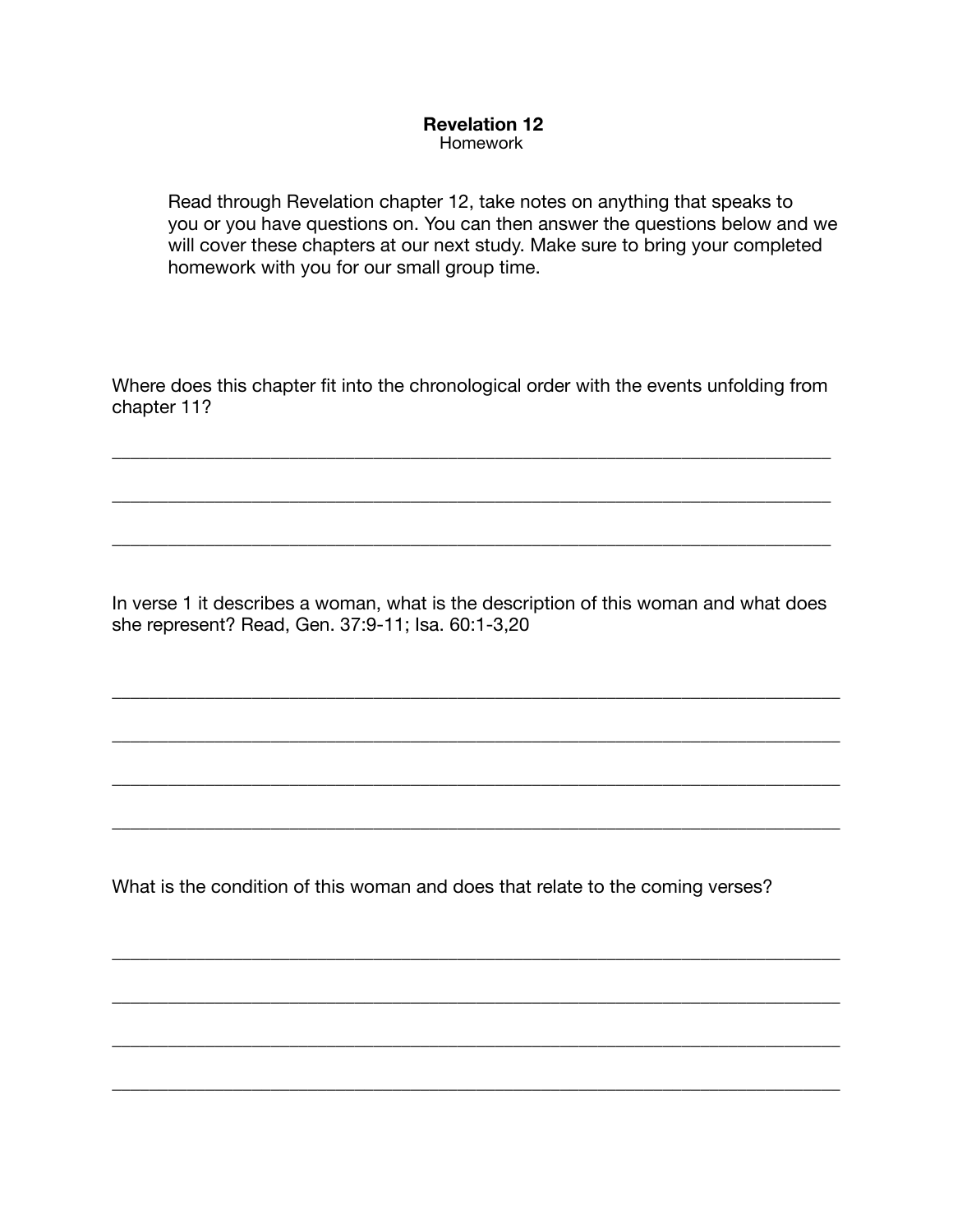# Revelation 12

Homework

Read through Revelation chapter 12, take notes on anything that speaks to you or you have questions on. You can then answer the questions below and we will cover these chapters at our next study. Make sure to bring your completed homework with you for our small group time.

Where does this chapter fit into the chronological order with the events unfolding from chapter 11?

\_\_\_\_\_\_\_\_\_\_\_\_\_\_\_\_\_\_\_\_\_\_\_\_\_\_\_\_\_\_\_\_\_\_\_\_\_\_\_\_\_\_\_\_\_\_\_\_\_\_\_\_\_\_\_\_\_\_\_\_\_\_\_\_\_\_\_\_\_\_

\_\_\_\_\_\_\_\_\_\_\_\_\_\_\_\_\_\_\_\_\_\_\_\_\_\_\_\_\_\_\_\_\_\_\_\_\_\_\_\_\_\_\_\_\_\_\_\_\_\_\_\_\_\_\_\_\_\_\_\_\_\_\_\_\_\_\_\_\_\_

\_\_\_\_\_\_\_\_\_\_\_\_\_\_\_\_\_\_\_\_\_\_\_\_\_\_\_\_\_\_\_\_\_\_\_\_\_\_\_\_\_\_\_\_\_\_\_\_\_\_\_\_\_\_\_\_\_\_\_\_\_\_\_\_\_\_\_\_\_\_

In verse 1 it describes a woman, what is the description of this woman and what does she represent? Read, Gen. 37:9-11; Isa. 60:1-3,20

\_\_\_\_\_\_\_\_\_\_\_\_\_\_\_\_\_\_\_\_\_\_\_\_\_\_\_\_\_\_\_\_\_\_\_\_\_\_\_\_\_\_\_\_\_\_\_\_\_\_\_\_\_\_\_\_\_\_\_\_\_\_\_\_\_\_\_\_\_\_

\_\_\_\_\_\_\_\_\_\_\_\_\_\_\_\_\_\_\_\_\_\_\_\_\_\_\_\_\_\_\_\_\_\_\_\_\_\_\_\_\_\_\_\_\_\_\_\_\_\_\_\_\_\_\_\_\_\_\_\_\_\_\_\_\_\_\_\_\_\_

\_\_\_\_\_\_\_\_\_\_\_\_\_\_\_\_\_\_\_\_\_\_\_\_\_\_\_\_\_\_\_\_\_\_\_\_\_\_\_\_\_\_\_\_\_\_\_\_\_\_\_\_\_\_\_\_\_\_\_\_\_\_\_\_\_\_\_\_\_\_

\_\_\_\_\_\_\_\_\_\_\_\_\_\_\_\_\_\_\_\_\_\_\_\_\_\_\_\_\_\_\_\_\_\_\_\_\_\_\_\_\_\_\_\_\_\_\_\_\_\_\_\_\_\_\_\_\_\_\_\_\_\_\_\_\_\_\_\_\_\_

What is the condition of this woman and does that relate to the coming verses?

\_\_\_\_\_\_\_\_\_\_\_\_\_\_\_\_\_\_\_\_\_\_\_\_\_\_\_\_\_\_\_\_\_\_\_\_\_\_\_\_\_\_\_\_\_\_\_\_\_\_\_\_\_\_\_\_\_\_\_\_\_\_\_\_\_\_\_\_\_\_

\_\_\_\_\_\_\_\_\_\_\_\_\_\_\_\_\_\_\_\_\_\_\_\_\_\_\_\_\_\_\_\_\_\_\_\_\_\_\_\_\_\_\_\_\_\_\_\_\_\_\_\_\_\_\_\_\_\_\_\_\_\_\_\_\_\_\_\_\_\_

\_\_\_\_\_\_\_\_\_\_\_\_\_\_\_\_\_\_\_\_\_\_\_\_\_\_\_\_\_\_\_\_\_\_\_\_\_\_\_\_\_\_\_\_\_\_\_\_\_\_\_\_\_\_\_\_\_\_\_\_\_\_\_\_\_\_\_\_\_\_

\_\_\_\_\_\_\_\_\_\_\_\_\_\_\_\_\_\_\_\_\_\_\_\_\_\_\_\_\_\_\_\_\_\_\_\_\_\_\_\_\_\_\_\_\_\_\_\_\_\_\_\_\_\_\_\_\_\_\_\_\_\_\_\_\_\_\_\_\_\_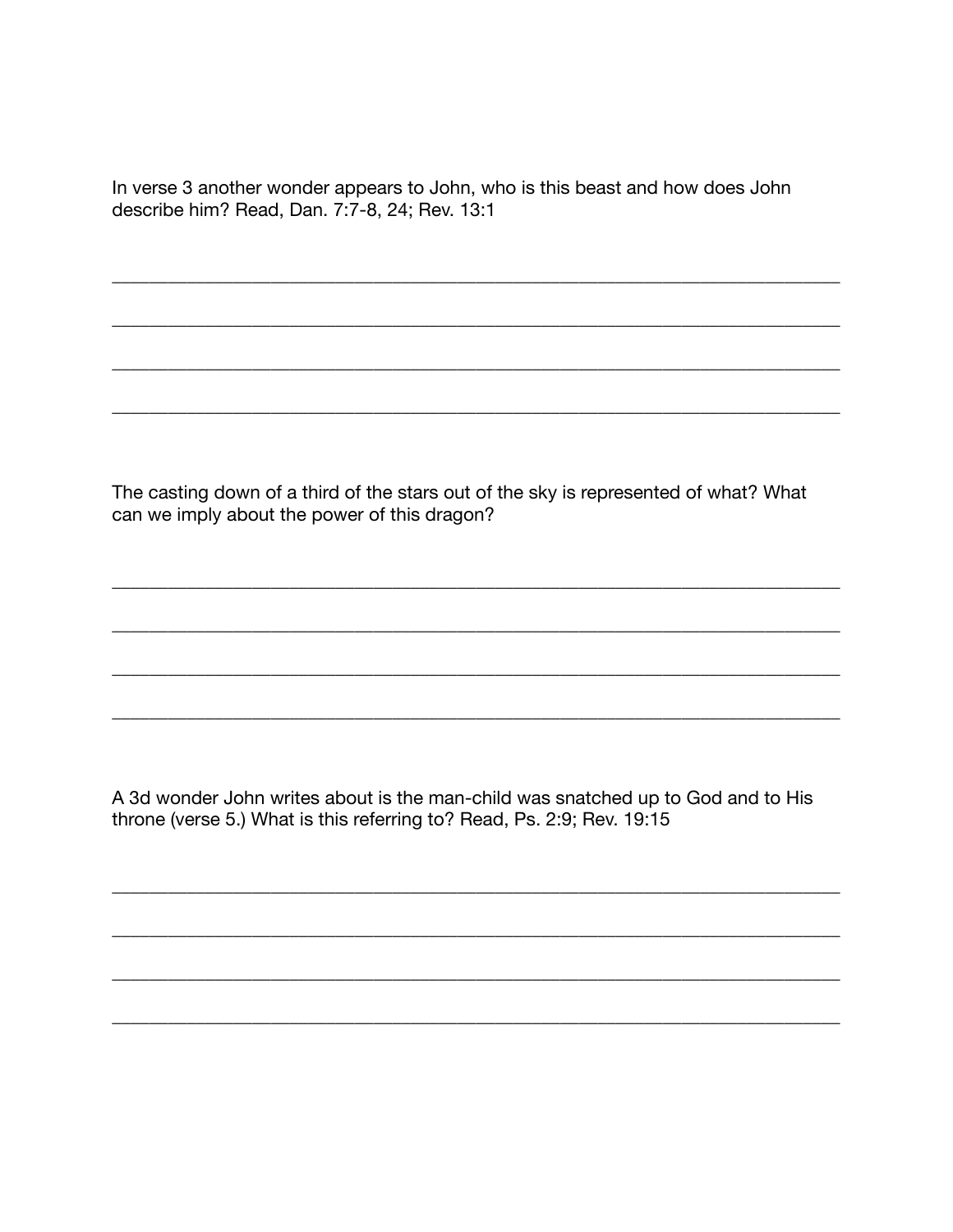In verse 3 another wonder appears to John, who is this beast and how does John describe him? Read, Dan. 7:7-8, 24; Rev. 13:1

________________________________________________________________________________

________________________________________________________________________________

________________________________________________________________________________

________________________________________________________________________________

The casting down of a third of the stars out of the sky is represented of what? What can we imply about the power of this dragon?

________________________________________________________________________________

________________________________________________________________________________

________________________________________________________________________________

________________________________________________________________________________

A 3d wonder John writes about is the man-child was snatched up to God and to His throne (verse 5.) What is this referring to? Read, Ps. 2:9; Rev. 19:15

________________________________________________________________________________

________________________________________________________________________________

________________________________________________________________________________

________________________________________________________________________________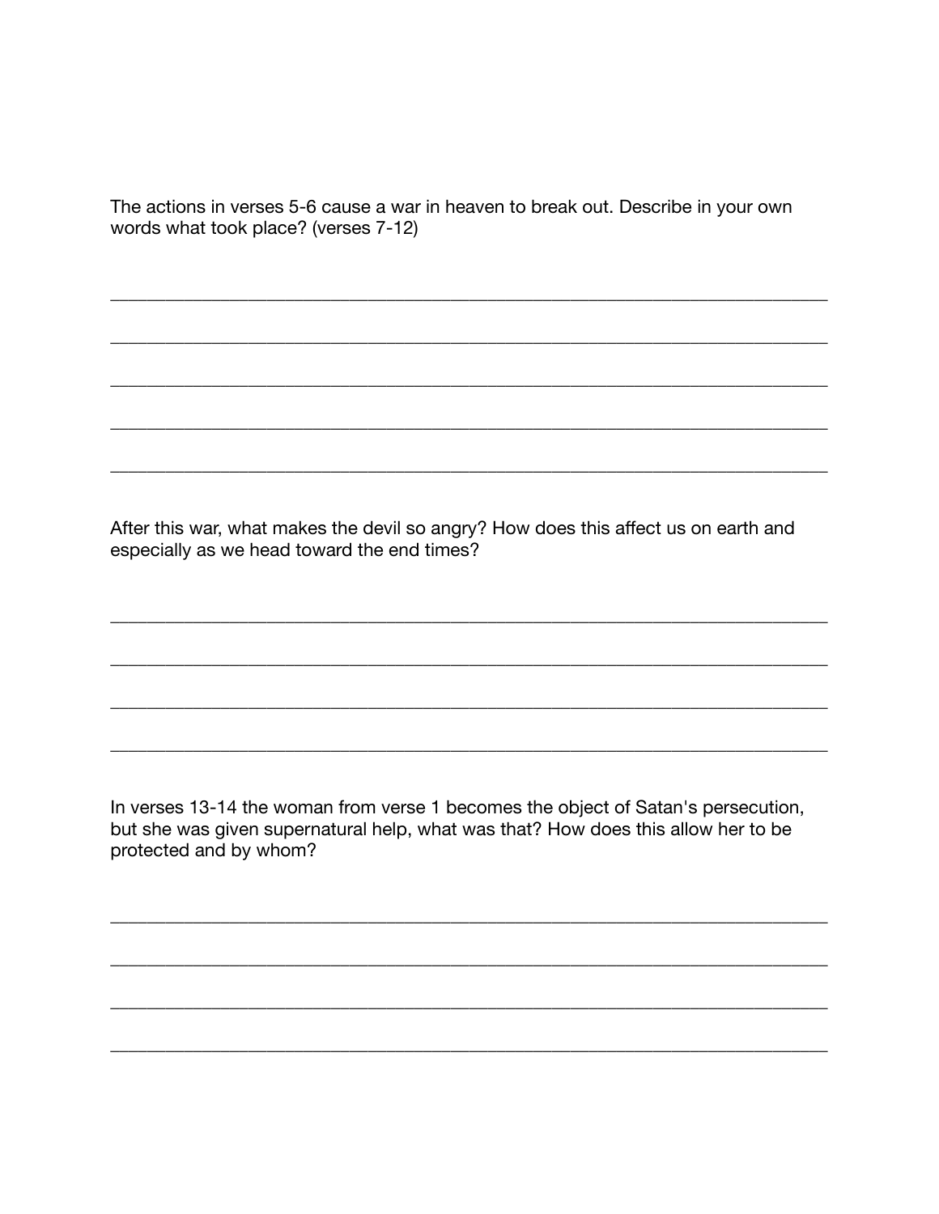The actions in verses 5-6 cause a war in heaven to break out. Describe in your own words what took place? (verses 7-12)

_______________________________________________________________________________

_______________________________________________________________________________

_______________________________________________________________________________

_______________________________________________________________________________

_______________________________________________________________________________

After this war, what makes the devil so angry? How does this affect us on earth and especially as we head toward the end times?

_______________________________________________________________________________

_______________________________________________________________________________

_______________________________________________________________________________

_______________________________________________________________________________

In verses 13-14 the woman from verse 1 becomes the object of Satan's persecution, but she was given supernatural help, what was that? How does this allow her to be protected and by whom?

_______________________________________________________________________________

_______________________________________________________________________________

_______________________________________________________________________________

_______________________________________________________________________________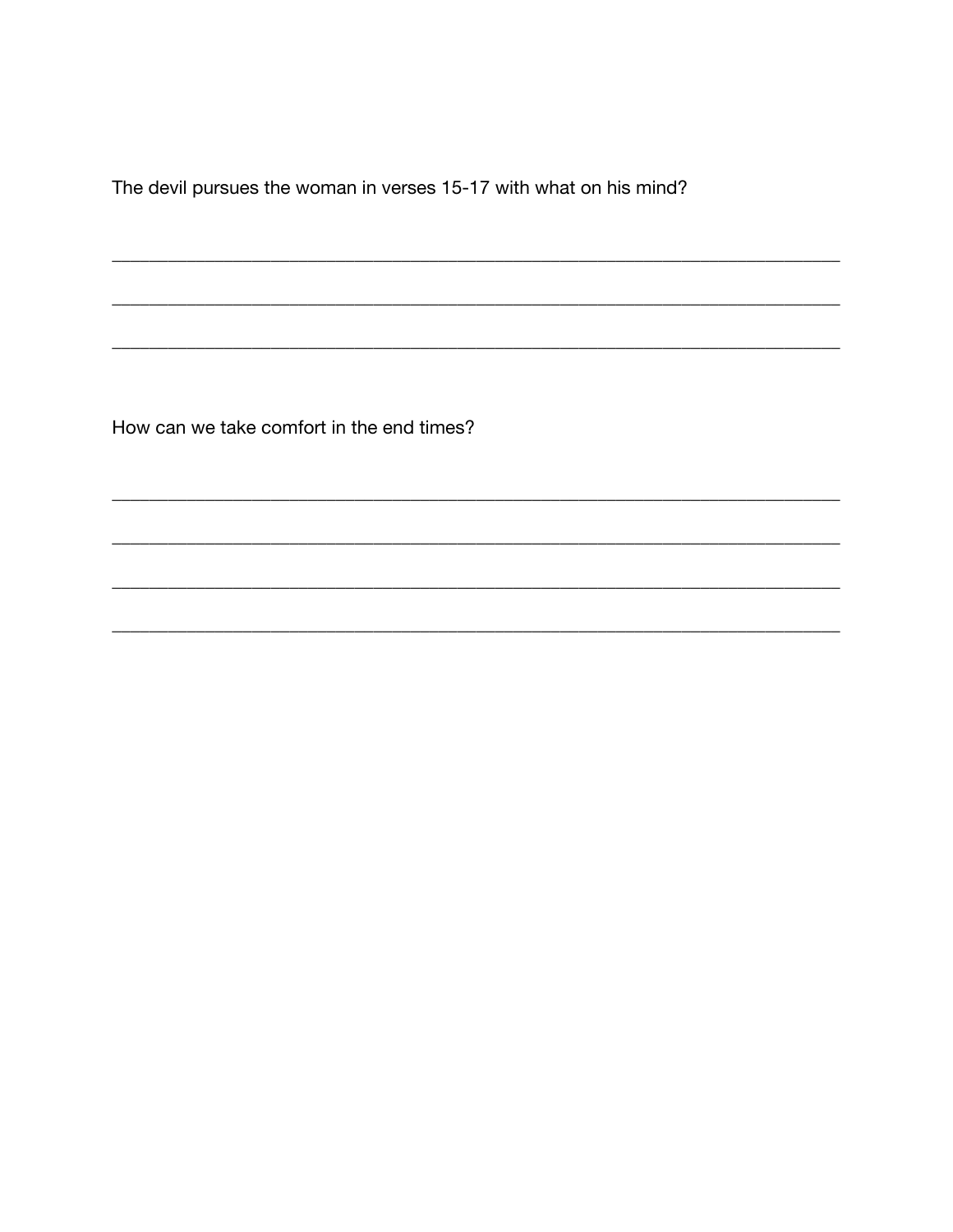The devil pursues the woman in verses 15-17 with what on his mind?

______________________________________________________________________________

______________________________________________________________________________

______________________________________________________________________________

How can we take comfort in the end times?

______________________________________________________________________________

______________________________________________________________________________

______________________________________________________________________________

______________________________________________________________________________